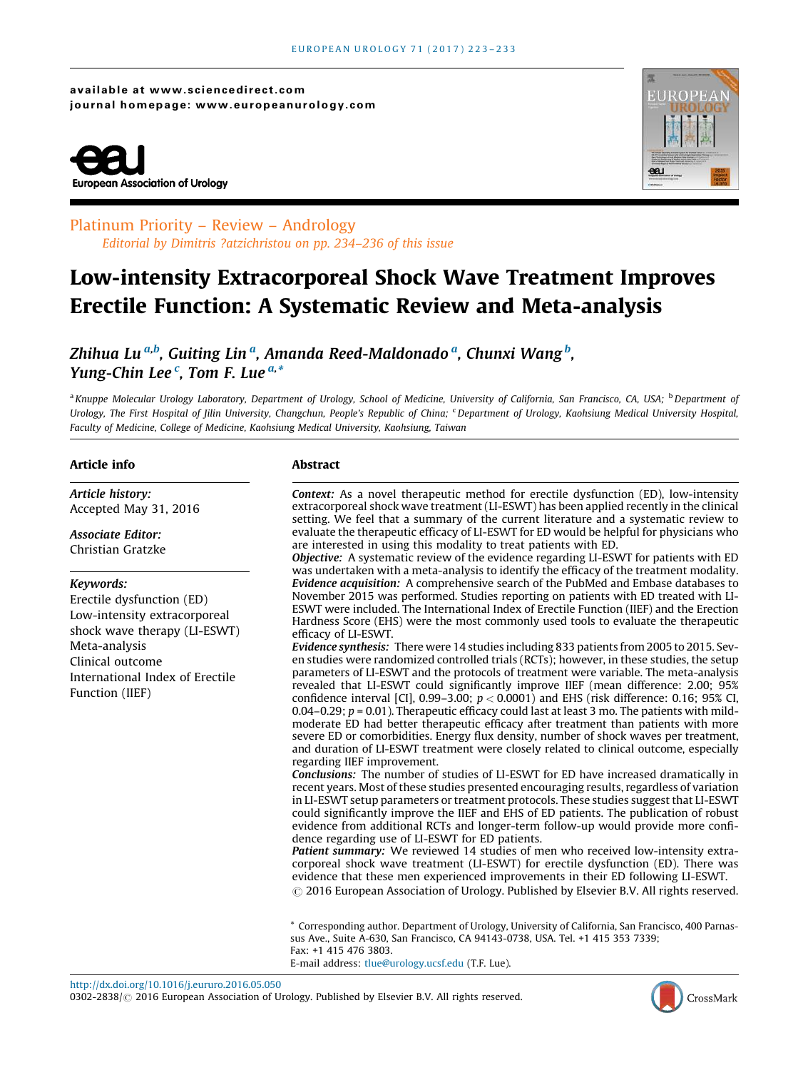available at www.sciencedirect.com
journal homepage: www.europeanurology.com

European Association of Urology

Platinum Priority – Review – Andrology
*Editorial by Dimitris ?atzichristou on pp. 234–236 of this issue*

# Low-intensity Extracorporeal Shock Wave Treatment Improves Erectile Function: A Systematic Review and Meta-analysis

*Zhihua Lu [a,b], Guiting Lin [a], Amanda Reed-Maldonado [a], Chunxi Wang [b], Yung-Chin Lee [c], Tom F. Lue [a,*]*

[a] Knuppe Molecular Urology Laboratory, Department of Urology, School of Medicine, University of California, San Francisco, CA, USA; [b] Department of Urology, The First Hospital of Jilin University, Changchun, People's Republic of China; [c] Department of Urology, Kaohsiung Medical University Hospital, Faculty of Medicine, College of Medicine, Kaohsiung Medical University, Kaohsiung, Taiwan

## Article info

*Article history:*
Accepted May 31, 2016

*Associate Editor:*
Christian Gratzke

*Keywords:*
Erectile dysfunction (ED)
Low-intensity extracorporeal shock wave therapy (LI-ESWT)
Meta-analysis
Clinical outcome
International Index of Erectile Function (IIEF)

## Abstract

***Context:*** As a novel therapeutic method for erectile dysfunction (ED), low-intensity extracorporeal shock wave treatment (LI-ESWT) has been applied recently in the clinical setting. We feel that a summary of the current literature and a systematic review to evaluate the therapeutic efficacy of LI-ESWT for ED would be helpful for physicians who are interested in using this modality to treat patients with ED.

***Objective:*** A systematic review of the evidence regarding LI-ESWT for patients with ED was undertaken with a meta-analysis to identify the efficacy of the treatment modality.

***Evidence acquisition:*** A comprehensive search of the PubMed and Embase databases to November 2015 was performed. Studies reporting on patients with ED treated with LI-ESWT were included. The International Index of Erectile Function (IIEF) and the Erection Hardness Score (EHS) were the most commonly used tools to evaluate the therapeutic efficacy of LI-ESWT.

***Evidence synthesis:*** There were 14 studies including 833 patients from 2005 to 2015. Seven studies were randomized controlled trials (RCTs); however, in these studies, the setup parameters of LI-ESWT and the protocols of treatment were variable. The meta-analysis revealed that LI-ESWT could significantly improve IIEF (mean difference: 2.00; 95% confidence interval [CI], 0.99–3.00; $p < 0.0001$) and EHS (risk difference: 0.16; 95% CI, 0.04–0.29; $p = 0.01$). Therapeutic efficacy could last at least 3 mo. The patients with mild-moderate ED had better therapeutic efficacy after treatment than patients with more severe ED or comorbidities. Energy flux density, number of shock waves per treatment, and duration of LI-ESWT treatment were closely related to clinical outcome, especially regarding IIEF improvement.

***Conclusions:*** The number of studies of LI-ESWT for ED have increased dramatically in recent years. Most of these studies presented encouraging results, regardless of variation in LI-ESWT setup parameters or treatment protocols. These studies suggest that LI-ESWT could significantly improve the IIEF and EHS of ED patients. The publication of robust evidence from additional RCTs and longer-term follow-up would provide more confidence regarding use of LI-ESWT for ED patients.

***Patient summary:*** We reviewed 14 studies of men who received low-intensity extracorporeal shock wave treatment (LI-ESWT) for erectile dysfunction (ED). There was evidence that these men experienced improvements in their ED following LI-ESWT.

© 2016 European Association of Urology. Published by Elsevier B.V. All rights reserved.

\* Corresponding author. Department of Urology, University of California, San Francisco, 400 Parnassus Ave., Suite A-630, San Francisco, CA 94143-0738, USA. Tel. +1 415 353 7339; Fax: +1 415 476 3803.
E-mail address: tlue@urology.ucsf.edu (T.F. Lue).

http://dx.doi.org/10.1016/j.eururo.2016.05.050
0302-2838/© 2016 European Association of Urology. Published by Elsevier B.V. All rights reserved.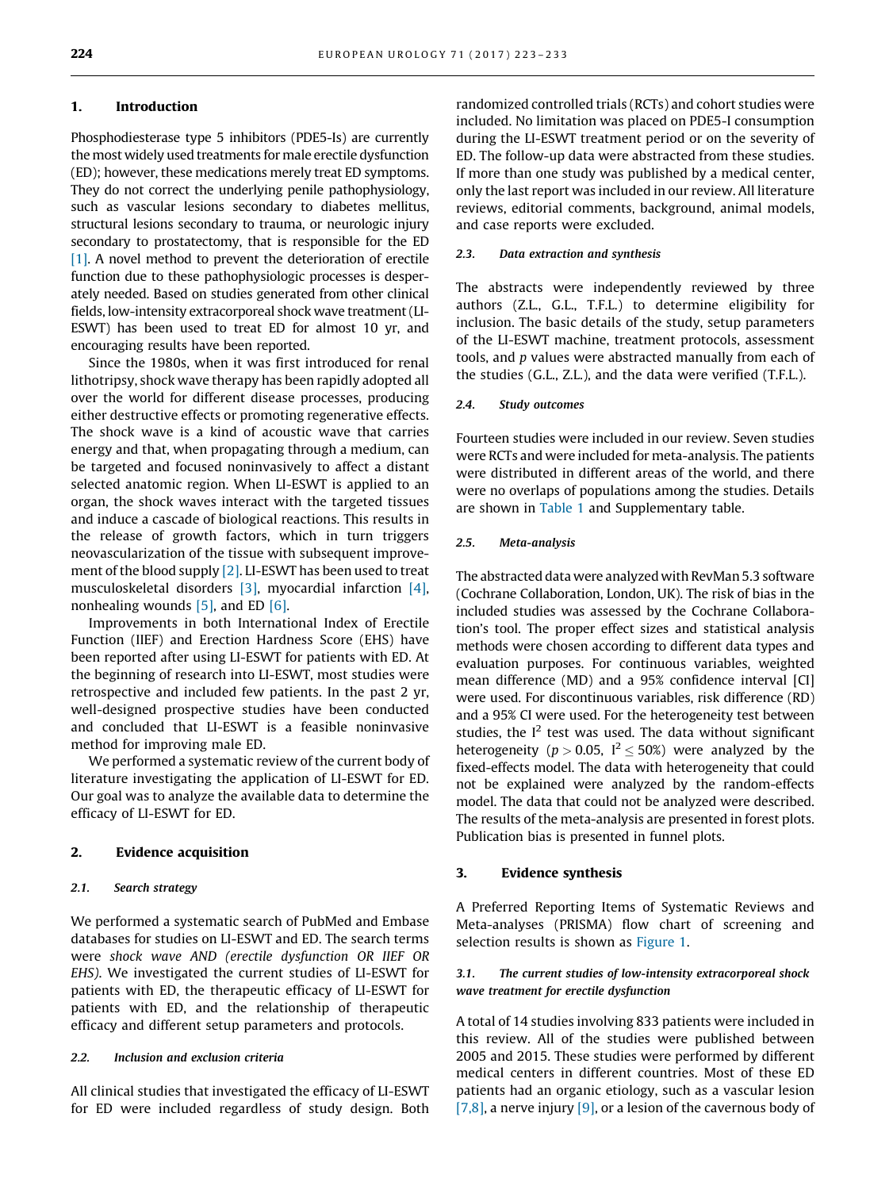## 1. Introduction

Phosphodiesterase type 5 inhibitors (PDE5-Is) are currently the most widely used treatments for male erectile dysfunction (ED); however, these medications merely treat ED symptoms. They do not correct the underlying penile pathophysiology, such as vascular lesions secondary to diabetes mellitus, structural lesions secondary to trauma, or neurologic injury secondary to prostatectomy, that is responsible for the ED [1]. A novel method to prevent the deterioration of erectile function due to these pathophysiologic processes is desperately needed. Based on studies generated from other clinical fields, low-intensity extracorporeal shock wave treatment (LI-ESWT) has been used to treat ED for almost 10 yr, and encouraging results have been reported.

Since the 1980s, when it was first introduced for renal lithotripsy, shock wave therapy has been rapidly adopted all over the world for different disease processes, producing either destructive effects or promoting regenerative effects. The shock wave is a kind of acoustic wave that carries energy and that, when propagating through a medium, can be targeted and focused noninvasively to affect a distant selected anatomic region. When LI-ESWT is applied to an organ, the shock waves interact with the targeted tissues and induce a cascade of biological reactions. This results in the release of growth factors, which in turn triggers neovascularization of the tissue with subsequent improvement of the blood supply [2]. LI-ESWT has been used to treat musculoskeletal disorders [3], myocardial infarction [4], nonhealing wounds [5], and ED [6].

Improvements in both International Index of Erectile Function (IIEF) and Erection Hardness Score (EHS) have been reported after using LI-ESWT for patients with ED. At the beginning of research into LI-ESWT, most studies were retrospective and included few patients. In the past 2 yr, well-designed prospective studies have been conducted and concluded that LI-ESWT is a feasible noninvasive method for improving male ED.

We performed a systematic review of the current body of literature investigating the application of LI-ESWT for ED. Our goal was to analyze the available data to determine the efficacy of LI-ESWT for ED.

## 2. Evidence acquisition

### 2.1. Search strategy

We performed a systematic search of PubMed and Embase databases for studies on LI-ESWT and ED. The search terms were *shock wave AND (erectile dysfunction OR IIEF OR EHS)*. We investigated the current studies of LI-ESWT for patients with ED, the therapeutic efficacy of LI-ESWT for patients with ED, and the relationship of therapeutic efficacy and different setup parameters and protocols.

### 2.2. Inclusion and exclusion criteria

All clinical studies that investigated the efficacy of LI-ESWT for ED were included regardless of study design. Both randomized controlled trials (RCTs) and cohort studies were included. No limitation was placed on PDE5-I consumption during the LI-ESWT treatment period or on the severity of ED. The follow-up data were abstracted from these studies. If more than one study was published by a medical center, only the last report was included in our review. All literature reviews, editorial comments, background, animal models, and case reports were excluded.

### 2.3. Data extraction and synthesis

The abstracts were independently reviewed by three authors (Z.L., G.L., T.F.L.) to determine eligibility for inclusion. The basic details of the study, setup parameters of the LI-ESWT machine, treatment protocols, assessment tools, and *p* values were abstracted manually from each of the studies (G.L., Z.L.), and the data were verified (T.F.L.).

### 2.4. Study outcomes

Fourteen studies were included in our review. Seven studies were RCTs and were included for meta-analysis. The patients were distributed in different areas of the world, and there were no overlaps of populations among the studies. Details are shown in Table 1 and Supplementary table.

### 2.5. Meta-analysis

The abstracted data were analyzed with RevMan 5.3 software (Cochrane Collaboration, London, UK). The risk of bias in the included studies was assessed by the Cochrane Collaboration's tool. The proper effect sizes and statistical analysis methods were chosen according to different data types and evaluation purposes. For continuous variables, weighted mean difference (MD) and a 95% confidence interval [CI] were used. For discontinuous variables, risk difference (RD) and a 95% CI were used. For the heterogeneity test between studies, the $I^2$ test was used. The data without significant heterogeneity ($p > 0.05$, $I^2 \leq 50\%$) were analyzed by the fixed-effects model. The data with heterogeneity that could not be explained were analyzed by the random-effects model. The data that could not be analyzed were described. The results of the meta-analysis are presented in forest plots. Publication bias is presented in funnel plots.

## 3. Evidence synthesis

A Preferred Reporting Items of Systematic Reviews and Meta-analyses (PRISMA) flow chart of screening and selection results is shown as Figure 1.

### 3.1. The current studies of low-intensity extracorporeal shock wave treatment for erectile dysfunction

A total of 14 studies involving 833 patients were included in this review. All of the studies were published between 2005 and 2015. These studies were performed by different medical centers in different countries. Most of these ED patients had an organic etiology, such as a vascular lesion [7,8], a nerve injury [9], or a lesion of the cavernous body of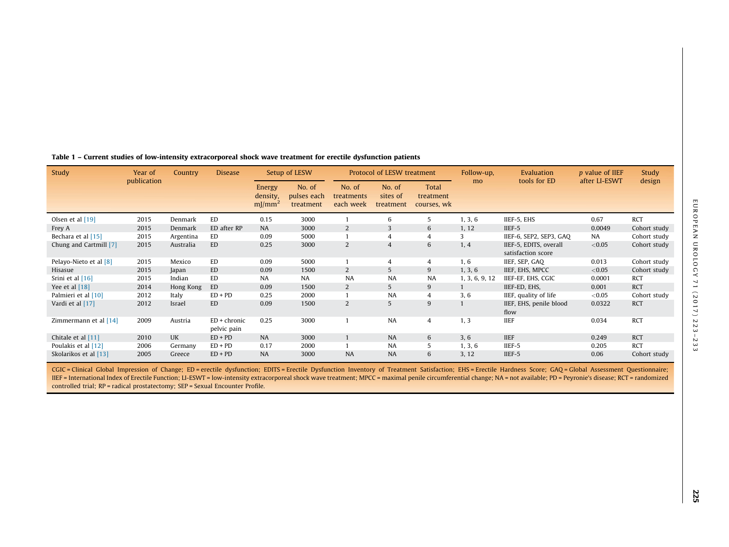**Table 1 – Current studies of low-intensity extracorporeal shock wave treatment for erectile dysfunction patients**

| Study | Year of publication | Country | Disease | Setup of LESW | | Protocol of LESW treatment | | | Follow-up, mo | Evaluation tools for ED | *p* value of IIEF after LI-ESWT | Study design |
|---|---|---|---|---|---|---|---|---|---|---|---|---|
| | | | | Energy density, mJ/mm$^2$ | No. of pulses each treatment | No. of treatments each week | No. of sites of treatment | Total treatment courses, wk | | | | |
| Olsen et al [19] | 2015 | Denmark | ED | 0.15 | 3000 | 1 | 6 | 5 | 1, 3, 6 | IIEF-5, EHS | 0.67 | RCT |
| Frey A | 2015 | Denmark | ED after RP | NA | 3000 | 2 | 3 | 6 | 1, 12 | IIEF-5 | 0.0049 | Cohort study |
| Bechara et al [15] | 2015 | Argentina | ED | 0.09 | 5000 | 1 | 4 | 4 | 3 | IIEF-6, SEP2, SEP3, GAQ | NA | Cohort study |
| Chung and Cartmill [7] | 2015 | Australia | ED | 0.25 | 3000 | 2 | 4 | 6 | 1, 4 | IIEF-5, EDITS, overall satisfaction score | <0.05 | Cohort study |
| Pelayo-Nieto et al [8] | 2015 | Mexico | ED | 0.09 | 5000 | 1 | 4 | 4 | 1, 6 | IIEF, SEP, GAQ | 0.013 | Cohort study |
| Hisasue | 2015 | Japan | ED | 0.09 | 1500 | 2 | 5 | 9 | 1, 3, 6 | IIEF, EHS, MPCC | <0.05 | Cohort study |
| Srini et al [16] | 2015 | Indian | ED | NA | NA | NA | NA | NA | 1, 3, 6, 9, 12 | IIEF-EF, EHS, CGIC | 0.0001 | RCT |
| Yee et al [18] | 2014 | Hong Kong | ED | 0.09 | 1500 | 2 | 5 | 9 | 1 | IIEF-ED, EHS, | 0.001 | RCT |
| Palmieri et al [10] | 2012 | Italy | ED + PD | 0.25 | 2000 | 1 | NA | 4 | 3, 6 | IIEF, quality of life | <0.05 | Cohort study |
| Vardi et al [17] | 2012 | Israel | ED | 0.09 | 1500 | 2 | 5 | 9 | 1 | IIEF, EHS, penile blood flow | 0.0322 | RCT |
| Zimmermann et al [14] | 2009 | Austria | ED + chronic pelvic pain | 0.25 | 3000 | 1 | NA | 4 | 1, 3 | IIEF | 0.034 | RCT |
| Chitale et al [11] | 2010 | UK | ED + PD | NA | 3000 | 1 | NA | 6 | 3, 6 | IIEF | 0.249 | RCT |
| Poulakis et al [12] | 2006 | Germany | ED + PD | 0.17 | 2000 | 1 | NA | 5 | 1, 3, 6 | IIEF-5 | 0.205 | RCT |
| Skolarikos et al [13] | 2005 | Greece | ED + PD | NA | 3000 | NA | NA | 6 | 3, 12 | IIEF-5 | 0.06 | Cohort study |

CGIC = Clinical Global Impression of Change; ED = erectile dysfunction; EDITS = Erectile Dysfunction Inventory of Treatment Satisfaction; EHS = Erectile Hardness Score; GAQ = Global Assessment Questionnaire; IIEF = International Index of Erectile Function; LI-ESWT = low-intensity extracorporeal shock wave treatment; MPCC = maximal penile circumferential change; NA = not available; PD = Peyronie's disease; RCT = randomized controlled trial; RP = radical prostatectomy; SEP = Sexual Encounter Profile.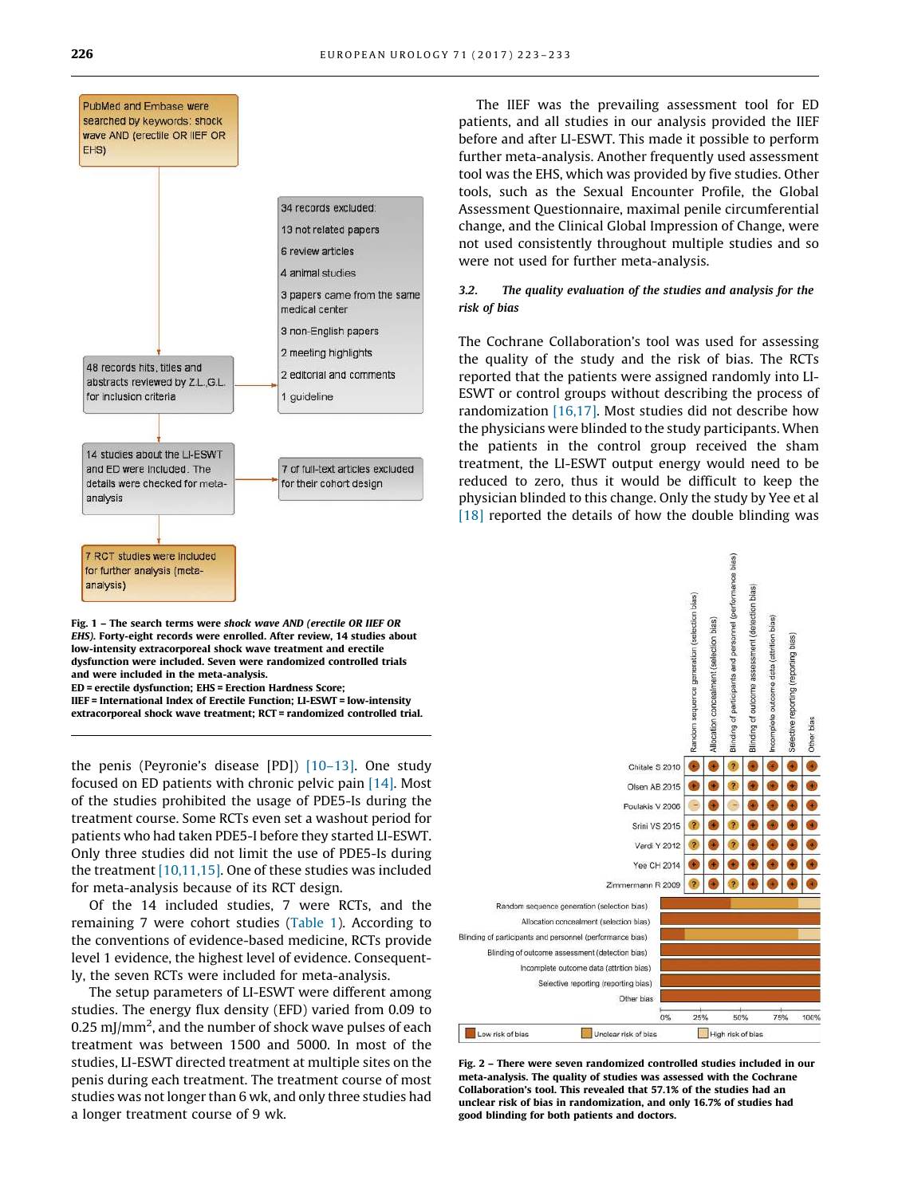PubMed and Embase were searched by keywords: shock wave AND (erectile OR IIEF OR EHS)

48 records hits, titles and abstracts reviewed by Z.L.,G.L. for inclusion criteria

34 records excluded:
13 not related papers
6 review articles
4 animal studies
3 papers came from the same medical center
3 non-English papers
2 meeting highlights
2 editorial and comments
1 guideline

14 studies about the LI-ESWT and ED were included. The details were checked for meta-analysis

7 of full-text articles excluded for their cohort design

7 RCT studies were included for further analysis (meta-analysis)

**Fig. 1 – The search terms were *shock wave AND (erectile OR IIEF OR EHS)*. Forty-eight records were enrolled. After review, 14 studies about low-intensity extracorporeal shock wave treatment and erectile dysfunction were included. Seven were randomized controlled trials and were included in the meta-analysis.**
**ED = erectile dysfunction; EHS = Erection Hardness Score; IIEF = International Index of Erectile Function; LI-ESWT = low-intensity extracorporeal shock wave treatment; RCT = randomized controlled trial.**

the penis (Peyronie's disease [PD]) [10–13]. One study focused on ED patients with chronic pelvic pain [14]. Most of the studies prohibited the usage of PDE5-Is during the treatment course. Some RCTs even set a washout period for patients who had taken PDE5-I before they started LI-ESWT. Only three studies did not limit the use of PDE5-Is during the treatment [10,11,15]. One of these studies was included for meta-analysis because of its RCT design.

Of the 14 included studies, 7 were RCTs, and the remaining 7 were cohort studies (Table 1). According to the conventions of evidence-based medicine, RCTs provide level 1 evidence, the highest level of evidence. Consequently, the seven RCTs were included for meta-analysis.

The setup parameters of LI-ESWT were different among studies. The energy flux density (EFD) varied from 0.09 to 0.25 mJ/mm$^2$, and the number of shock wave pulses of each treatment was between 1500 and 5000. In most of the studies, LI-ESWT directed treatment at multiple sites on the penis during each treatment. The treatment course of most studies was not longer than 6 wk, and only three studies had a longer treatment course of 9 wk.

The IIEF was the prevailing assessment tool for ED patients, and all studies in our analysis provided the IIEF before and after LI-ESWT. This made it possible to perform further meta-analysis. Another frequently used assessment tool was the EHS, which was provided by five studies. Other tools, such as the Sexual Encounter Profile, the Global Assessment Questionnaire, maximal penile circumferential change, and the Clinical Global Impression of Change, were not used consistently throughout multiple studies and so were not used for further meta-analysis.

### 3.2. *The quality evaluation of the studies and analysis for the risk of bias*

The Cochrane Collaboration's tool was used for assessing the quality of the study and the risk of bias. The RCTs reported that the patients were assigned randomly into LI-ESWT or control groups without describing the process of randomization [16,17]. Most studies did not describe how the physicians were blinded to the study participants. When the patients in the control group received the sham treatment, the LI-ESWT output energy would need to be reduced to zero, thus it would be difficult to keep the physician blinded to this change. Only the study by Yee et al [18] reported the details of how the double blinding was

| Study | Random sequence generation (selection bias) | Allocation concealment (selection bias) | Blinding of participants and personnel (performance bias) | Blinding of outcome assessment (detection bias) | Incomplete outcome data (attrition bias) | Selective reporting (reporting bias) | Other bias |
|---|---|---|---|---|---|---|---|
| Chitale S 2010 | + | + | ? | + | + | + | + |
| Olsen AB 2015 | + | + | ? | + | + | + | + |
| Poulakis V 2006 | – | + | – | + | + | + | + |
| Srini VS 2015 | ? | + | ? | + | + | + | + |
| Vardi Y 2012 | ? | + | ? | + | + | + | + |
| Yee CH 2014 | + | + | + | + | + | + | + |
| Zimmermann R 2009 | ? | + | ? | + | + | + | + |

Legend: Low risk of bias; Unclear risk of bias; High risk of bias (0%, 25%, 50%, 75%, 100%)

**Fig. 2 – There were seven randomized controlled studies included in our meta-analysis. The quality of studies was assessed with the Cochrane Collaboration's tool. This revealed that 57.1% of the studies had an unclear risk of bias in randomization, and only 16.7% of studies had good blinding for both patients and doctors.**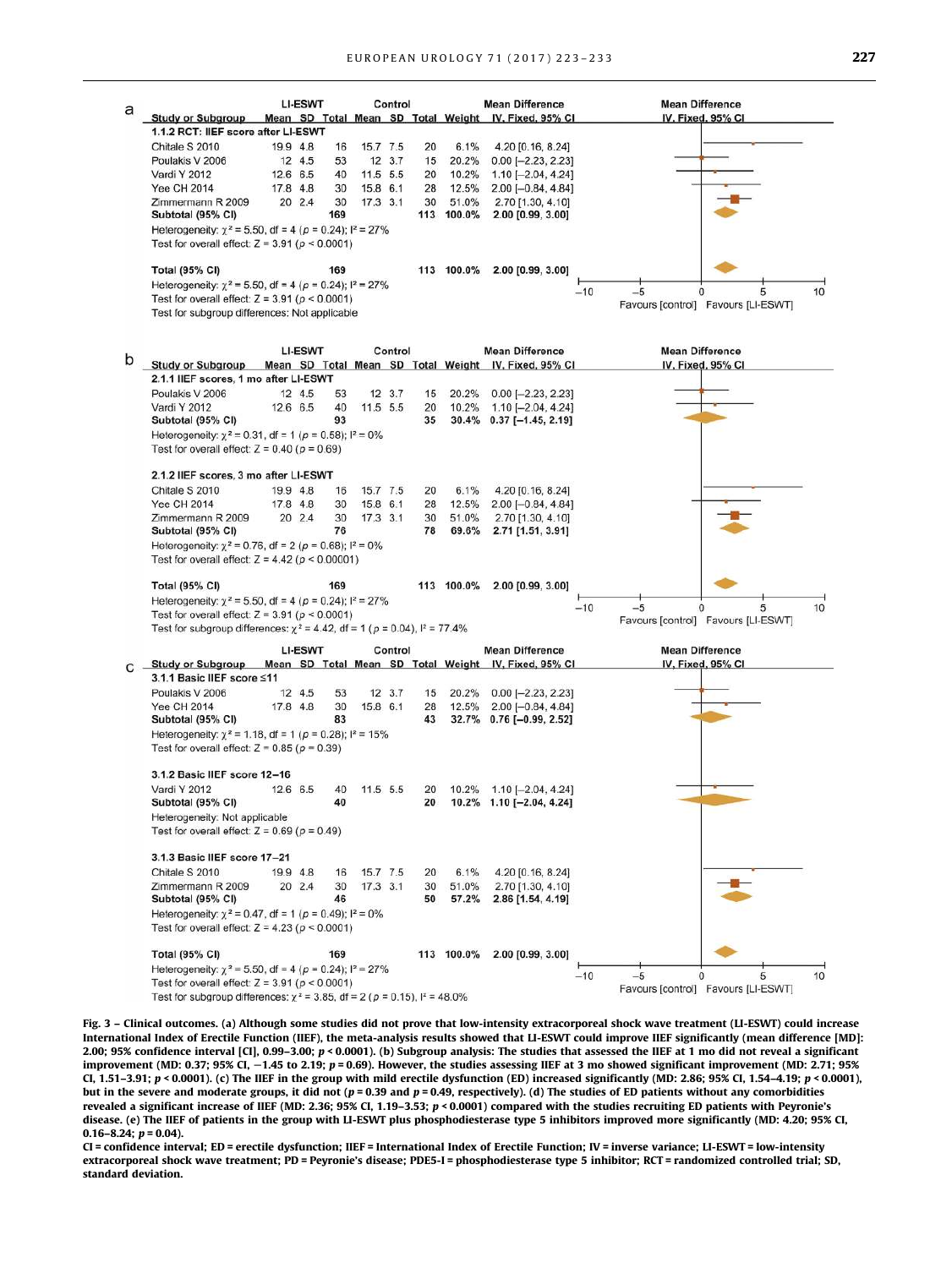**a**

| Study or Subgroup | LI-ESWT Mean | LI-ESWT SD | LI-ESWT Total | Control Mean | Control SD | Control Total | Weight | Mean Difference IV, Fixed, 95% CI |
|---|---|---|---|---|---|---|---|---|
| **1.1.2 RCT: IIEF score after LI-ESWT** | | | | | | | | |
| Chitale S 2010 | 19.9 | 4.8 | 16 | 15.7 | 7.5 | 20 | 6.1% | 4.20 [0.16, 8.24] |
| Poulakis V 2006 | 12 | 4.5 | 53 | 12 | 3.7 | 15 | 20.2% | 0.00 [−2.23, 2.23] |
| Vardi Y 2012 | 12.6 | 6.5 | 40 | 11.5 | 5.5 | 20 | 10.2% | 1.10 [−2.04, 4.24] |
| Yee CH 2014 | 17.8 | 4.8 | 30 | 15.8 | 6.1 | 28 | 12.5% | 2.00 [−0.84, 4.84] |
| Zimmermann R 2009 | 20 | 2.4 | 30 | 17.3 | 3.1 | 30 | 51.0% | 2.70 [1.30, 4.10] |
| **Subtotal (95% CI)** | | | **169** | | | **113** | **100.0%** | **2.00 [0.99, 3.00]** |
| Heterogeneity: $\chi^2 = 5.50$, df = 4 ($p = 0.24$); $I^2 = 27\%$ | | | | | | | | |
| Test for overall effect: $Z = 3.91$ ($p < 0.0001$) | | | | | | | | |
| **Total (95% CI)** | | | **169** | | | **113** | **100.0%** | **2.00 [0.99, 3.00]** |
| Heterogeneity: $\chi^2 = 5.50$, df = 4 ($p = 0.24$); $I^2 = 27\%$ | | | | | | | | |
| Test for overall effect: $Z = 3.91$ ($p < 0.0001$) | | | | | | | | |
| Test for subgroup differences: Not applicable | | | | | | | | |

Favours [control] Favours [LI-ESWT]

**b**

| Study or Subgroup | LI-ESWT Mean | LI-ESWT SD | LI-ESWT Total | Control Mean | Control SD | Control Total | Weight | Mean Difference IV, Fixed, 95% CI |
|---|---|---|---|---|---|---|---|---|
| **2.1.1 IIEF scores, 1 mo after LI-ESWT** | | | | | | | | |
| Poulakis V 2006 | 12 | 4.5 | 53 | 12 | 3.7 | 15 | 20.2% | 0.00 [−2.23, 2.23] |
| Vardi Y 2012 | 12.6 | 6.5 | 40 | 11.5 | 5.5 | 20 | 10.2% | 1.10 [−2.04, 4.24] |
| **Subtotal (95% CI)** | | | **93** | | | **35** | **30.4%** | **0.37 [−1.45, 2.19]** |
| Heterogeneity: $\chi^2 = 0.31$, df = 1 ($p = 0.58$); $I^2 = 0\%$ | | | | | | | | |
| Test for overall effect: $Z = 0.40$ ($p = 0.69$) | | | | | | | | |
| **2.1.2 IIEF scores, 3 mo after LI-ESWT** | | | | | | | | |
| Chitale S 2010 | 19.9 | 4.8 | 16 | 15.7 | 7.5 | 20 | 6.1% | 4.20 [0.16, 8.24] |
| Yee CH 2014 | 17.8 | 4.8 | 30 | 15.8 | 6.1 | 28 | 12.5% | 2.00 [−0.84, 4.84] |
| Zimmermann R 2009 | 20 | 2.4 | 30 | 17.3 | 3.1 | 30 | 51.0% | 2.70 [1.30, 4.10] |
| **Subtotal (95% CI)** | | | **76** | | | **78** | **69.6%** | **2.71 [1.51, 3.91]** |
| Heterogeneity: $\chi^2 = 0.76$, df = 2 ($p = 0.68$); $I^2 = 0\%$ | | | | | | | | |
| Test for overall effect: $Z = 4.42$ ($p < 0.00001$) | | | | | | | | |
| **Total (95% CI)** | | | **169** | | | **113** | **100.0%** | **2.00 [0.99, 3.00]** |
| Heterogeneity: $\chi^2 = 5.50$, df = 4 ($p = 0.24$); $I^2 = 27\%$ | | | | | | | | |
| Test for overall effect: $Z = 3.91$ ($p < 0.0001$) | | | | | | | | |
| Test for subgroup differences: $\chi^2 = 4.42$, df = 1 ($p = 0.04$), $I^2 = 77.4\%$ | | | | | | | | |

Favours [control] Favours [LI-ESWT]

**c**

| Study or Subgroup | LI-ESWT Mean | LI-ESWT SD | LI-ESWT Total | Control Mean | Control SD | Control Total | Weight | Mean Difference IV, Fixed, 95% CI |
|---|---|---|---|---|---|---|---|---|
| **3.1.1 Basic IIEF score ≤11** | | | | | | | | |
| Poulakis V 2006 | 12 | 4.5 | 53 | 12 | 3.7 | 15 | 20.2% | 0.00 [−2.23, 2.23] |
| Yee CH 2014 | 17.8 | 4.8 | 30 | 15.8 | 6.1 | 28 | 12.5% | 2.00 [−0.84, 4.84] |
| **Subtotal (95% CI)** | | | **83** | | | **43** | **32.7%** | **0.76 [−0.99, 2.52]** |
| Heterogeneity: $\chi^2 = 1.18$, df = 1 ($p = 0.28$); $I^2 = 15\%$ | | | | | | | | |
| Test for overall effect: $Z = 0.85$ ($p = 0.39$) | | | | | | | | |
| **3.1.2 Basic IIEF score 12–16** | | | | | | | | |
| Vardi Y 2012 | 12.6 | 6.5 | 40 | 11.5 | 5.5 | 20 | 10.2% | 1.10 [−2.04, 4.24] |
| **Subtotal (95% CI)** | | | **40** | | | **20** | **10.2%** | **1.10 [−2.04, 4.24]** |
| Heterogeneity: Not applicable | | | | | | | | |
| Test for overall effect: $Z = 0.69$ ($p = 0.49$) | | | | | | | | |
| **3.1.3 Basic IIEF score 17–21** | | | | | | | | |
| Chitale S 2010 | 19.9 | 4.8 | 16 | 15.7 | 7.5 | 20 | 6.1% | 4.20 [0.16, 8.24] |
| Zimmermann R 2009 | 20 | 2.4 | 30 | 17.3 | 3.1 | 30 | 51.0% | 2.70 [1.30, 4.10] |
| **Subtotal (95% CI)** | | | **46** | | | **50** | **57.2%** | **2.86 [1.54, 4.19]** |
| Heterogeneity: $\chi^2 = 0.47$, df = 1 ($p = 0.49$); $I^2 = 0\%$ | | | | | | | | |
| Test for overall effect: $Z = 4.23$ ($p < 0.0001$) | | | | | | | | |
| **Total (95% CI)** | | | **169** | | | **113** | **100.0%** | **2.00 [0.99, 3.00]** |
| Heterogeneity: $\chi^2 = 5.50$, df = 4 ($p = 0.24$); $I^2 = 27\%$ | | | | | | | | |
| Test for overall effect: $Z = 3.91$ ($p < 0.0001$) | | | | | | | | |
| Test for subgroup differences: $\chi^2 = 3.85$, df = 2 ($p = 0.15$), $I^2 = 48.0\%$ | | | | | | | | |

Favours [control] Favours [LI-ESWT]

**Fig. 3 – Clinical outcomes. (a) Although some studies did not prove that low-intensity extracorporeal shock wave treatment (LI-ESWT) could increase International Index of Erectile Function (IIEF), the meta-analysis results showed that LI-ESWT could improve IIEF significantly (mean difference [MD]: 2.00; 95% confidence interval [CI], 0.99–3.00; $p < 0.0001$). (b) Subgroup analysis: The studies that assessed the IIEF at 1 mo did not reveal a significant improvement (MD: 0.37; 95% CI, −1.45 to 2.19; $p = 0.69$). However, the studies assessing IIEF at 3 mo showed significant improvement (MD: 2.71; 95% CI, 1.51–3.91; $p < 0.0001$). (c) The IIEF in the group with mild erectile dysfunction (ED) increased significantly (MD: 2.86; 95% CI, 1.54–4.19; $p < 0.0001$), but in the severe and moderate groups, it did not ($p = 0.39$ and $p = 0.49$, respectively). (d) The studies of ED patients without any comorbidities revealed a significant increase of IIEF (MD: 2.36; 95% CI, 1.19–3.53; $p < 0.0001$) compared with the studies recruiting ED patients with Peyronie's disease. (e) The IIEF of patients in the group with LI-ESWT plus phosphodiesterase type 5 inhibitors improved more significantly (MD: 4.20; 95% CI, 0.16–8.24; $p = 0.04$).**

**CI = confidence interval; ED = erectile dysfunction; IIEF = International Index of Erectile Function; IV = inverse variance; LI-ESWT = low-intensity extracorporeal shock wave treatment; PD = Peyronie's disease; PDE5-I = phosphodiesterase type 5 inhibitor; RCT = randomized controlled trial; SD, standard deviation.**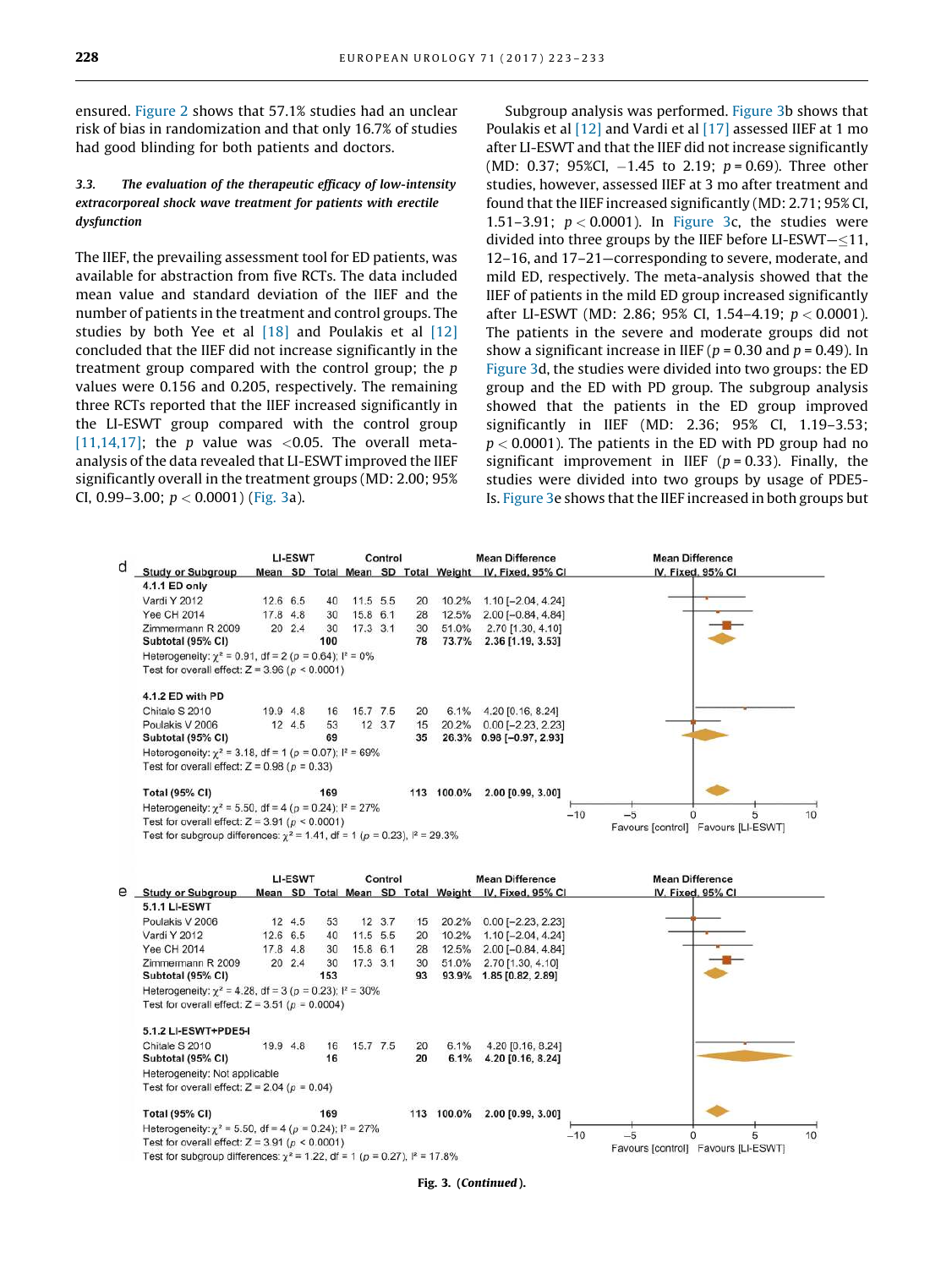ensured. Figure 2 shows that 57.1% studies had an unclear risk of bias in randomization and that only 16.7% of studies had good blinding for both patients and doctors.

### 3.3. *The evaluation of the therapeutic efficacy of low-intensity extracorporeal shock wave treatment for patients with erectile dysfunction*

The IIEF, the prevailing assessment tool for ED patients, was available for abstraction from five RCTs. The data included mean value and standard deviation of the IIEF and the number of patients in the treatment and control groups. The studies by both Yee et al [18] and Poulakis et al [12] concluded that the IIEF did not increase significantly in the treatment group compared with the control group; the *p* values were 0.156 and 0.205, respectively. The remaining three RCTs reported that the IIEF increased significantly in the LI-ESWT group compared with the control group [11,14,17]; the *p* value was <0.05. The overall meta-analysis of the data revealed that LI-ESWT improved the IIEF significantly overall in the treatment groups (MD: 2.00; 95% CI, 0.99–3.00; $p < 0.0001$) (Fig. 3a).

Subgroup analysis was performed. Figure 3b shows that Poulakis et al [12] and Vardi et al [17] assessed IIEF at 1 mo after LI-ESWT and that the IIEF did not increase significantly (MD: 0.37; 95%CI, −1.45 to 2.19; $p = 0.69$). Three other studies, however, assessed IIEF at 3 mo after treatment and found that the IIEF increased significantly (MD: 2.71; 95% CI, 1.51–3.91; $p < 0.0001$). In Figure 3c, the studies were divided into three groups by the IIEF before LI-ESWT—≤11, 12–16, and 17–21—corresponding to severe, moderate, and mild ED, respectively. The meta-analysis showed that the IIEF of patients in the mild ED group increased significantly after LI-ESWT (MD: 2.86; 95% CI, 1.54–4.19; $p < 0.0001$). The patients in the severe and moderate groups did not show a significant increase in IIEF ($p = 0.30$ and $p = 0.49$). In Figure 3d, the studies were divided into two groups: the ED group and the ED with PD group. The subgroup analysis showed that the patients in the ED group improved significantly in IIEF (MD: 2.36; 95% CI, 1.19–3.53; $p < 0.0001$). The patients in the ED with PD group had no significant improvement in IIEF ($p = 0.33$). Finally, the studies were divided into two groups by usage of PDE5-Is. Figure 3e shows that the IIEF increased in both groups but

**d**

| Study or Subgroup | LI-ESWT Mean | SD | Total | Control Mean | SD | Total | Weight | Mean Difference IV, Fixed, 95% CI |
|---|---|---|---|---|---|---|---|---|
| **4.1.1 ED only** | | | | | | | | |
| Vardi Y 2012 | 12.6 | 6.5 | 40 | 11.5 | 5.5 | 20 | 10.2% | 1.10 [−2.04, 4.24] |
| Yee CH 2014 | 17.8 | 4.8 | 30 | 15.8 | 6.1 | 28 | 12.5% | 2.00 [−0.84, 4.84] |
| Zimmermann R 2009 | 20 | 2.4 | 30 | 17.3 | 3.1 | 30 | 51.0% | 2.70 [1.30, 4.10] |
| **Subtotal (95% CI)** | | | **100** | | | **78** | **73.7%** | **2.36 [1.19, 3.53]** |
| Heterogeneity: $\chi^2 = 0.91$, df = 2 ($p = 0.64$); $I^2 = 0\%$ | | | | | | | | |
| Test for overall effect: Z = 3.96 ($p < 0.0001$) | | | | | | | | |
| **4.1.2 ED with PD** | | | | | | | | |
| Chitale S 2010 | 19.9 | 4.8 | 16 | 15.7 | 7.5 | 20 | 6.1% | 4.20 [0.16, 8.24] |
| Poulakis V 2006 | 12 | 4.5 | 53 | 12 | 3.7 | 15 | 20.2% | 0.00 [−2.23, 2.23] |
| **Subtotal (95% CI)** | | | **69** | | | **35** | **26.3%** | **0.98 [−0.97, 2.93]** |
| Heterogeneity: $\chi^2 = 3.18$, df = 1 ($p = 0.07$); $I^2 = 69\%$ | | | | | | | | |
| Test for overall effect: Z = 0.98 ($p = 0.33$) | | | | | | | | |
| **Total (95% CI)** | | | **169** | | | **113** | **100.0%** | **2.00 [0.99, 3.00]** |
| Heterogeneity: $\chi^2 = 5.50$, df = 4 ($p = 0.24$); $I^2 = 27\%$ | | | | | | | | |
| Test for overall effect: Z = 3.91 ($p < 0.0001$) | | | | | | | | |
| Test for subgroup differences: $\chi^2 = 1.41$, df = 1 ($p = 0.23$), $I^2 = 29.3\%$ | | | | | | | | |

Favours [control] Favours [LI-ESWT]

**e**

| Study or Subgroup | LI-ESWT Mean | SD | Total | Control Mean | SD | Total | Weight | Mean Difference IV, Fixed, 95% CI |
|---|---|---|---|---|---|---|---|---|
| **5.1.1 LI-ESWT** | | | | | | | | |
| Poulakis V 2006 | 12 | 4.5 | 53 | 12 | 3.7 | 15 | 20.2% | 0.00 [−2.23, 2.23] |
| Vardi Y 2012 | 12.6 | 6.5 | 40 | 11.5 | 5.5 | 20 | 10.2% | 1.10 [−2.04, 4.24] |
| Yee CH 2014 | 17.8 | 4.8 | 30 | 15.8 | 6.1 | 28 | 12.5% | 2.00 [−0.84, 4.84] |
| Zimmermann R 2009 | 20 | 2.4 | 30 | 17.3 | 3.1 | 30 | 51.0% | 2.70 [1.30, 4.10] |
| **Subtotal (95% CI)** | | | **153** | | | **93** | **93.9%** | **1.85 [0.82, 2.89]** |
| Heterogeneity: $\chi^2 = 4.28$, df = 3 ($p = 0.23$); $I^2 = 30\%$ | | | | | | | | |
| Test for overall effect: Z = 3.51 ($p = 0.0004$) | | | | | | | | |
| **5.1.2 LI-ESWT+PDE5-I** | | | | | | | | |
| Chitale S 2010 | 19.9 | 4.8 | 16 | 15.7 | 7.5 | 20 | 6.1% | 4.20 [0.16, 8.24] |
| **Subtotal (95% CI)** | | | **16** | | | **20** | **6.1%** | **4.20 [0.16, 8.24]** |
| Heterogeneity: Not applicable | | | | | | | | |
| Test for overall effect: Z = 2.04 ($p = 0.04$) | | | | | | | | |
| **Total (95% CI)** | | | **169** | | | **113** | **100.0%** | **2.00 [0.99, 3.00]** |
| Heterogeneity: $\chi^2 = 5.50$, df = 4 ($p = 0.24$); $I^2 = 27\%$ | | | | | | | | |
| Test for overall effect: Z = 3.91 ($p < 0.0001$) | | | | | | | | |
| Test for subgroup differences: $\chi^2 = 1.22$, df = 1 ($p = 0.27$), $I^2 = 17.8\%$ | | | | | | | | |

Favours [control] Favours [LI-ESWT]

**Fig. 3. (*Continued*).**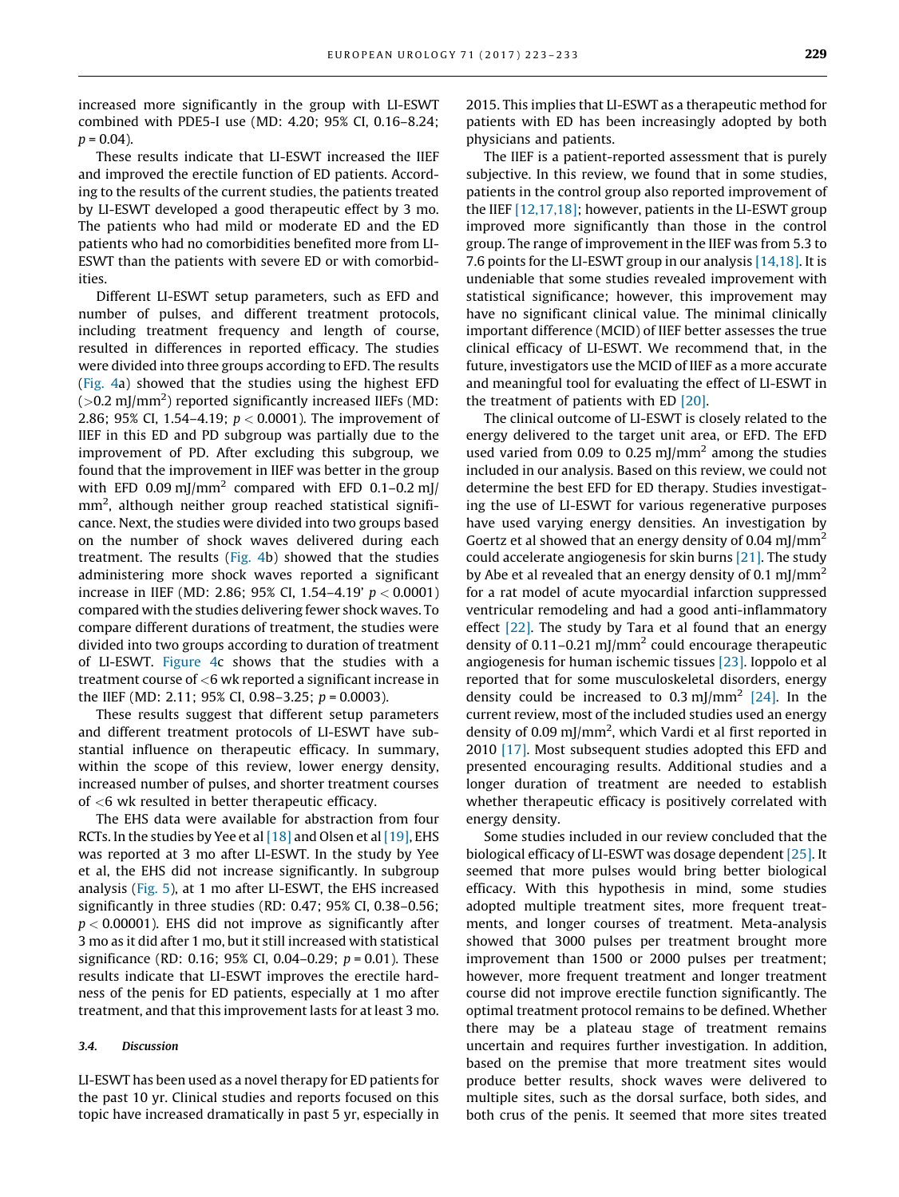increased more significantly in the group with LI-ESWT combined with PDE5-I use (MD: 4.20; 95% CI, 0.16–8.24; $p = 0.04$).

These results indicate that LI-ESWT increased the IIEF and improved the erectile function of ED patients. According to the results of the current studies, the patients treated by LI-ESWT developed a good therapeutic effect by 3 mo. The patients who had mild or moderate ED and the ED patients who had no comorbidities benefited more from LI-ESWT than the patients with severe ED or with comorbidities.

Different LI-ESWT setup parameters, such as EFD and number of pulses, and different treatment protocols, including treatment frequency and length of course, resulted in differences in reported efficacy. The studies were divided into three groups according to EFD. The results (Fig. 4a) showed that the studies using the highest EFD (>0.2 mJ/mm$^2$) reported significantly increased IIEFs (MD: 2.86; 95% CI, 1.54–4.19; $p < 0.0001$). The improvement of IIEF in this ED and PD subgroup was partially due to the improvement of PD. After excluding this subgroup, we found that the improvement in IIEF was better in the group with EFD 0.09 mJ/mm$^2$ compared with EFD 0.1–0.2 mJ/mm$^2$, although neither group reached statistical significance. Next, the studies were divided into two groups based on the number of shock waves delivered during each treatment. The results (Fig. 4b) showed that the studies administering more shock waves reported a significant increase in IIEF (MD: 2.86; 95% CI, 1.54–4.19' $p < 0.0001$) compared with the studies delivering fewer shock waves. To compare different durations of treatment, the studies were divided into two groups according to duration of treatment of LI-ESWT. Figure 4c shows that the studies with a treatment course of <6 wk reported a significant increase in the IIEF (MD: 2.11; 95% CI, 0.98–3.25; $p = 0.0003$).

These results suggest that different setup parameters and different treatment protocols of LI-ESWT have substantial influence on therapeutic efficacy. In summary, within the scope of this review, lower energy density, increased number of pulses, and shorter treatment courses of <6 wk resulted in better therapeutic efficacy.

The EHS data were available for abstraction from four RCTs. In the studies by Yee et al [18] and Olsen et al [19], EHS was reported at 3 mo after LI-ESWT. In the study by Yee et al, the EHS did not increase significantly. In subgroup analysis (Fig. 5), at 1 mo after LI-ESWT, the EHS increased significantly in three studies (RD: 0.47; 95% CI, 0.38–0.56; $p < 0.00001$). EHS did not improve as significantly after 3 mo as it did after 1 mo, but it still increased with statistical significance (RD: 0.16; 95% CI, 0.04–0.29; $p = 0.01$). These results indicate that LI-ESWT improves the erectile hardness of the penis for ED patients, especially at 1 mo after treatment, and that this improvement lasts for at least 3 mo.

### 3.4. Discussion

LI-ESWT has been used as a novel therapy for ED patients for the past 10 yr. Clinical studies and reports focused on this topic have increased dramatically in past 5 yr, especially in 2015. This implies that LI-ESWT as a therapeutic method for patients with ED has been increasingly adopted by both physicians and patients.

The IIEF is a patient-reported assessment that is purely subjective. In this review, we found that in some studies, patients in the control group also reported improvement of the IIEF [12,17,18]; however, patients in the LI-ESWT group improved more significantly than those in the control group. The range of improvement in the IIEF was from 5.3 to 7.6 points for the LI-ESWT group in our analysis [14,18]. It is undeniable that some studies revealed improvement with statistical significance; however, this improvement may have no significant clinical value. The minimal clinically important difference (MCID) of IIEF better assesses the true clinical efficacy of LI-ESWT. We recommend that, in the future, investigators use the MCID of IIEF as a more accurate and meaningful tool for evaluating the effect of LI-ESWT in the treatment of patients with ED [20].

The clinical outcome of LI-ESWT is closely related to the energy delivered to the target unit area, or EFD. The EFD used varied from 0.09 to 0.25 mJ/mm$^2$ among the studies included in our analysis. Based on this review, we could not determine the best EFD for ED therapy. Studies investigating the use of LI-ESWT for various regenerative purposes have used varying energy densities. An investigation by Goertz et al showed that an energy density of 0.04 mJ/mm$^2$ could accelerate angiogenesis for skin burns [21]. The study by Abe et al revealed that an energy density of 0.1 mJ/mm$^2$ for a rat model of acute myocardial infarction suppressed ventricular remodeling and had a good anti-inflammatory effect [22]. The study by Tara et al found that an energy density of 0.11–0.21 mJ/mm$^2$ could encourage therapeutic angiogenesis for human ischemic tissues [23]. Ioppolo et al reported that for some musculoskeletal disorders, energy density could be increased to 0.3 mJ/mm$^2$ [24]. In the current review, most of the included studies used an energy density of 0.09 mJ/mm$^2$, which Vardi et al first reported in 2010 [17]. Most subsequent studies adopted this EFD and presented encouraging results. Additional studies and a longer duration of treatment are needed to establish whether therapeutic efficacy is positively correlated with energy density.

Some studies included in our review concluded that the biological efficacy of LI-ESWT was dosage dependent [25]. It seemed that more pulses would bring better biological efficacy. With this hypothesis in mind, some studies adopted multiple treatment sites, more frequent treatments, and longer courses of treatment. Meta-analysis showed that 3000 pulses per treatment brought more improvement than 1500 or 2000 pulses per treatment; however, more frequent treatment and longer treatment course did not improve erectile function significantly. The optimal treatment protocol remains to be defined. Whether there may be a plateau stage of treatment remains uncertain and requires further investigation. In addition, based on the premise that more treatment sites would produce better results, shock waves were delivered to multiple sites, such as the dorsal surface, both sides, and both crus of the penis. It seemed that more sites treated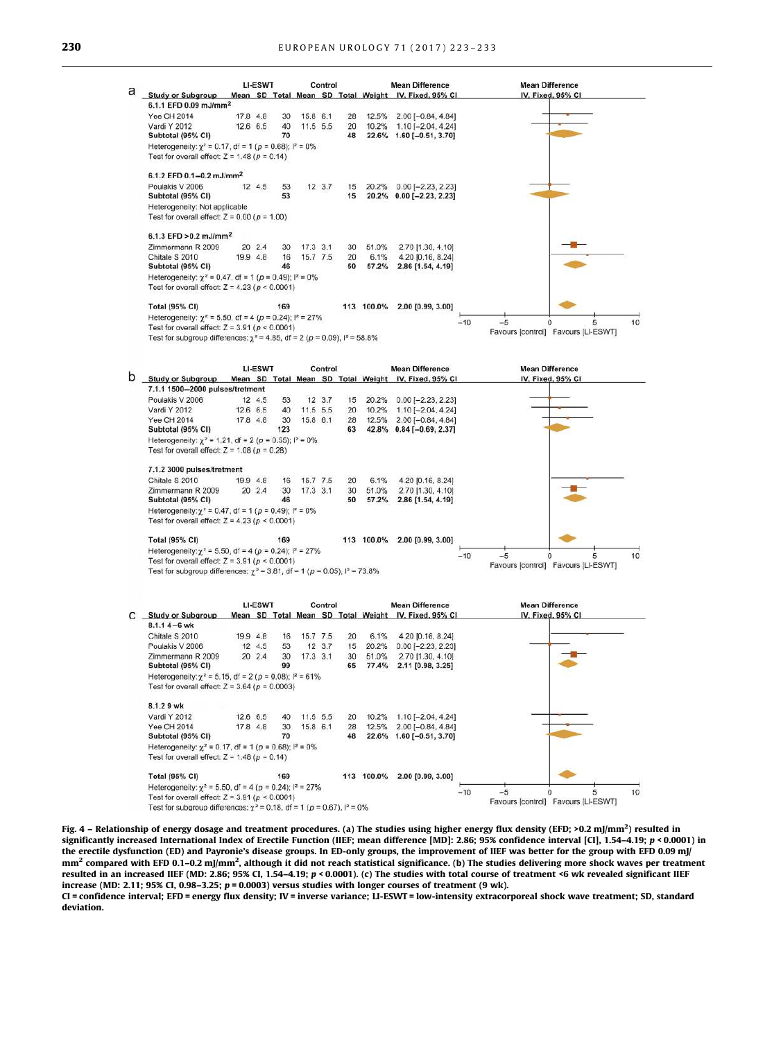**a**

| Study or Subgroup | LI-ESWT Mean | SD | Total | Control Mean | SD | Total | Weight | Mean Difference IV, Fixed, 95% CI |
|---|---|---|---|---|---|---|---|---|
| **6.1.1 EFD 0.09 mJ/mm²** | | | | | | | | |
| Yee CH 2014 | 17.8 | 4.8 | 30 | 15.8 | 6.1 | 28 | 12.5% | 2.00 [−0.84, 4.84] |
| Vardi Y 2012 | 12.6 | 6.5 | 40 | 11.5 | 5.5 | 20 | 10.2% | 1.10 [−2.04, 4.24] |
| **Subtotal (95% CI)** | | | **70** | | | **48** | **22.6%** | **1.60 [−0.51, 3.70]** |
| Heterogeneity: $\chi^2$ = 0.17, df = 1 ($p$ = 0.68); $I^2$ = 0% | | | | | | | | |
| Test for overall effect: Z = 1.48 ($p$ = 0.14) | | | | | | | | |
| **6.1.2 EFD 0.1–0.2 mJ/mm²** | | | | | | | | |
| Poulakis V 2006 | 12 | 4.5 | 53 | 12 | 3.7 | 15 | 20.2% | 0.00 [−2.23, 2.23] |
| **Subtotal (95% CI)** | | | **53** | | | **15** | **20.2%** | **0.00 [−2.23, 2.23]** |
| Heterogeneity: Not applicable | | | | | | | | |
| Test for overall effect: Z = 0.00 ($p$ = 1.00) | | | | | | | | |
| **6.1.3 EFD >0.2 mJ/mm²** | | | | | | | | |
| Zimmermann R 2009 | 20 | 2.4 | 30 | 17.3 | 3.1 | 30 | 51.0% | 2.70 [1.30, 4.10] |
| Chitale S 2010 | 19.9 | 4.8 | 16 | 15.7 | 7.5 | 20 | 6.1% | 4.20 [0.16, 8.24] |
| **Subtotal (95% CI)** | | | **46** | | | **50** | **57.2%** | **2.86 [1.54, 4.19]** |
| Heterogeneity: $\chi^2$ = 0.47, df = 1 ($p$ = 0.49); $I^2$ = 0% | | | | | | | | |
| Test for overall effect: Z = 4.23 ($p$ < 0.0001) | | | | | | | | |
| **Total (95% CI)** | | | **169** | | | **113** | **100.0%** | **2.00 [0.99, 3.00]** |
| Heterogeneity: $\chi^2$ = 5.50, df = 4 ($p$ = 0.24); $I^2$ = 27% | | | | | | | | |
| Test for overall effect: Z = 3.91 ($p$ < 0.0001) | | | | | | | | |
| Test for subgroup differences: $\chi^2$ = 4.85, df = 2 ($p$ = 0.09), $I^2$ = 58.8% | | | | | | | | |

Mean Difference IV, Fixed, 95% CI: −10, −5, 0, 5, 10; Favours [control] Favours [LI-ESWT]

**b**

| Study or Subgroup | LI-ESWT Mean | SD | Total | Control Mean | SD | Total | Weight | Mean Difference IV, Fixed, 95% CI |
|---|---|---|---|---|---|---|---|---|
| **7.1.1 1500–2000 pulses/tretment** | | | | | | | | |
| Poulakis V 2006 | 12 | 4.5 | 53 | 12 | 3.7 | 15 | 20.2% | 0.00 [−2.23, 2.23] |
| Vardi Y 2012 | 12.6 | 6.5 | 40 | 11.5 | 5.5 | 20 | 10.2% | 1.10 [−2.04, 4.24] |
| Yee CH 2014 | 17.8 | 4.8 | 30 | 15.8 | 6.1 | 28 | 12.5% | 2.00 [−0.84, 4.84] |
| **Subtotal (95% CI)** | | | **123** | | | **63** | **42.8%** | **0.84 [−0.69, 2.37]** |
| Heterogeneity: $\chi^2$ = 1.21, df = 2 ($p$ = 0.55); $I^2$ = 0% | | | | | | | | |
| Test for overall effect: Z = 1.08 ($p$ = 0.28) | | | | | | | | |
| **7.1.2 3000 pulses/tretment** | | | | | | | | |
| Chitale S 2010 | 19.9 | 4.8 | 16 | 15.7 | 7.5 | 20 | 6.1% | 4.20 [0.16, 8.24] |
| Zimmermann R 2009 | 20 | 2.4 | 30 | 17.3 | 3.1 | 30 | 51.0% | 2.70 [1.30, 4.10] |
| **Subtotal (95% CI)** | | | **46** | | | **50** | **57.2%** | **2.86 [1.54, 4.19]** |
| Heterogeneity: $\chi^2$ = 0.47, df = 1 ($p$ = 0.49); $I^2$ = 0% | | | | | | | | |
| Test for overall effect: Z = 4.23 ($p$ < 0.0001) | | | | | | | | |
| **Total (95% CI)** | | | **169** | | | **113** | **100.0%** | **2.00 [0.99, 3.00]** |
| Heterogeneity: $\chi^2$ = 5.50, df = 4 ($p$ = 0.24); $I^2$ = 27% | | | | | | | | |
| Test for overall effect: Z = 3.91 ($p$ < 0.0001) | | | | | | | | |
| Test for subgroup differences: $\chi^2$ = 3.81, df = 1 ($p$ = 0.05), $I^2$ = 73.8% | | | | | | | | |

Mean Difference IV, Fixed, 95% CI: −10, −5, 0, 5, 10; Favours [control] Favours [LI-ESWT]

**c**

| Study or Subgroup | LI-ESWT Mean | SD | Total | Control Mean | SD | Total | Weight | Mean Difference IV, Fixed, 95% CI |
|---|---|---|---|---|---|---|---|---|
| **8.1.1 4–6 wk** | | | | | | | | |
| Chitale S 2010 | 19.9 | 4.8 | 16 | 15.7 | 7.5 | 20 | 6.1% | 4.20 [0.16, 8.24] |
| Poulakis V 2006 | 12 | 4.5 | 53 | 12 | 3.7 | 15 | 20.2% | 0.00 [−2.23, 2.23] |
| Zimmermann R 2009 | 20 | 2.4 | 30 | 17.3 | 3.1 | 30 | 51.0% | 2.70 [1.30, 4.10] |
| **Subtotal (95% CI)** | | | **99** | | | **65** | **77.4%** | **2.11 [0.98, 3.25]** |
| Heterogeneity: $\chi^2$ = 5.15, df = 2 ($p$ = 0.08); $I^2$ = 61% | | | | | | | | |
| Test for overall effect: Z = 3.64 ($p$ = 0.0003) | | | | | | | | |
| **8.1.2 9 wk** | | | | | | | | |
| Vardi Y 2012 | 12.6 | 6.5 | 40 | 11.5 | 5.5 | 20 | 10.2% | 1.10 [−2.04, 4.24] |
| Yee CH 2014 | 17.8 | 4.8 | 30 | 15.8 | 6.1 | 28 | 12.5% | 2.00 [−0.84, 4.84] |
| **Subtotal (95% CI)** | | | **70** | | | **48** | **22.6%** | **1.60 [−0.51, 3.70]** |
| Heterogeneity: $\chi^2$ = 0.17, df = 1 ($p$ = 0.68); $I^2$ = 0% | | | | | | | | |
| Test for overall effect: Z = 1.48 ($p$ = 0.14) | | | | | | | | |
| **Total (95% CI)** | | | **169** | | | **113** | **100.0%** | **2.00 [0.99, 3.00]** |
| Heterogeneity: $\chi^2$ = 5.50, df = 4 ($p$ = 0.24); $I^2$ = 27% | | | | | | | | |
| Test for overall effect: Z = 3.91 ($p$ < 0.0001) | | | | | | | | |
| Test for subgroup differences: $\chi^2$ = 0.18, df = 1 ($p$ = 0.67), $I^2$ = 0% | | | | | | | | |

Mean Difference IV, Fixed, 95% CI: −10, −5, 0, 5, 10; Favours [control] Favours [LI-ESWT]

**Fig. 4 – Relationship of energy dosage and treatment procedures. (a) The studies using higher energy flux density (EFD; >0.2 mJ/mm²) resulted in significantly increased International Index of Erectile Function (IIEF; mean difference [MD]: 2.86; 95% confidence interval [CI], 1.54–4.19; $p$ < 0.0001) in the erectile dysfunction (ED) and Payronie's disease groups. In ED-only groups, the improvement of IIEF was better for the group with EFD 0.09 mJ/mm² compared with EFD 0.1–0.2 mJ/mm², although it did not reach statistical significance. (b) The studies delivering more shock waves per treatment resulted in an increased IIEF (MD: 2.86; 95% CI, 1.54–4.19; $p$ < 0.0001). (c) The studies with total course of treatment <6 wk revealed significant IIEF increase (MD: 2.11; 95% CI, 0.98–3.25; $p$ = 0.0003) versus studies with longer courses of treatment (9 wk).**
**CI = confidence interval; EFD = energy flux density; IV = inverse variance; LI-ESWT = low-intensity extracorporeal shock wave treatment; SD, standard deviation.**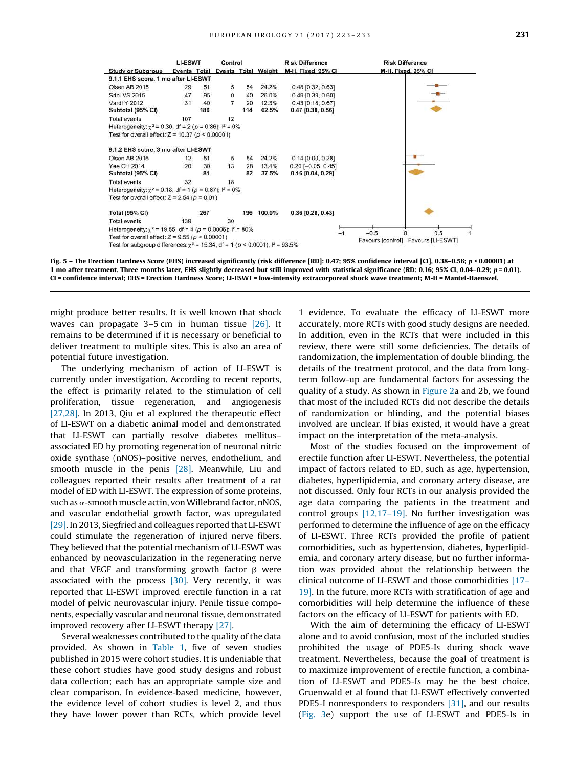| Study or Subgroup | LI-ESWT Events | LI-ESWT Total | Control Events | Control Total | Weight | Risk Difference M-H, Fixed, 95% CI |
|---|---|---|---|---|---|---|
| **9.1.1 EHS score, 1 mo after LI-ESWT** | | | | | | |
| Olsen AB 2015 | 29 | 51 | 5 | 54 | 24.2% | 0.48 [0.32, 0.63] |
| Srini VS 2015 | 47 | 95 | 0 | 40 | 26.0% | 0.49 [0.39, 0.60] |
| Vardi Y 2012 | 31 | 40 | 7 | 20 | 12.3% | 0.43 [0.18, 0.67] |
| **Subtotal (95% CI)** | | **186** | | **114** | **62.5%** | **0.47 [0.38, 0.56]** |
| Total events | 107 | | 12 | | | |
| Heterogeneity: $\chi^2 = 0.30$, df = 2 ($p = 0.86$); $I^2 = 0\%$ | | | | | | |
| Test for overall effect: $Z = 10.37$ ($p < 0.00001$) | | | | | | |
| **9.1.2 EHS score, 3 mo after LI-ESWT** | | | | | | |
| Olsen AB 2015 | 12 | 51 | 5 | 54 | 24.2% | 0.14 [0.00, 0.28] |
| Yee CH 2014 | 20 | 30 | 13 | 28 | 13.4% | 0.20 [−0.05, 0.45] |
| **Subtotal (95% CI)** | | **81** | | **82** | **37.5%** | **0.16 [0.04, 0.29]** |
| Total events | 32 | | 18 | | | |
| Heterogeneity: $\chi^2 = 0.18$, df = 1 ($p = 0.67$); $I^2 = 0\%$ | | | | | | |
| Test for overall effect: $Z = 2.54$ ($p = 0.01$) | | | | | | |
| **Total (95% CI)** | | **267** | | **196** | **100.0%** | **0.36 [0.28, 0.43]** |
| Total events | 139 | | 30 | | | |
| Heterogeneity: $\chi^2 = 19.55$, df = 4 ($p = 0.0006$); $I^2 = 80\%$ | | | | | | |
| Test for overall effect: $Z = 9.55$ ($p < 0.00001$) | | | | | | |
| Test for subgroup differences: $\chi^2 = 15.34$, df = 1 ($p < 0.0001$), $I^2 = 93.5\%$ | | | | | | |

Risk Difference M-H, Fixed, 95% CI: −1 −0.5 0 0.5 1 — Favours [control] Favours [LI-ESWT]

**Fig. 5 – The Erection Hardness Score (EHS) increased significantly (risk difference [RD]: 0.47; 95% confidence interval [CI], 0.38–0.56; *p* < 0.00001) at 1 mo after treatment. Three months later, EHS slightly decreased but still improved with statistical significance (RD: 0.16; 95% CI, 0.04–0.29; *p* = 0.01). CI = confidence interval; EHS = Erection Hardness Score; LI-ESWT = low-intensity extracorporeal shock wave treatment; M-H = Mantel-Haenszel.**

might produce better results. It is well known that shock waves can propagate 3–5 cm in human tissue [26]. It remains to be determined if it is necessary or beneficial to deliver treatment to multiple sites. This is also an area of potential future investigation.

The underlying mechanism of action of LI-ESWT is currently under investigation. According to recent reports, the effect is primarily related to the stimulation of cell proliferation, tissue regeneration, and angiogenesis [27,28]. In 2013, Qiu et al explored the therapeutic effect of LI-ESWT on a diabetic animal model and demonstrated that LI-ESWT can partially resolve diabetes mellitus–associated ED by promoting regeneration of neuronal nitric oxide synthase (nNOS)–positive nerves, endothelium, and smooth muscle in the penis [28]. Meanwhile, Liu and colleagues reported their results after treatment of a rat model of ED with LI-ESWT. The expression of some proteins, such as $\alpha$-smooth muscle actin, von Willebrand factor, nNOS, and vascular endothelial growth factor, was upregulated [29]. In 2013, Siegfried and colleagues reported that LI-ESWT could stimulate the regeneration of injured nerve fibers. They believed that the potential mechanism of LI-ESWT was enhanced by neovascularization in the regenerating nerve and that VEGF and transforming growth factor $\beta$ were associated with the process [30]. Very recently, it was reported that LI-ESWT improved erectile function in a rat model of pelvic neurovascular injury. Penile tissue components, especially vascular and neuronal tissue, demonstrated improved recovery after LI-ESWT therapy [27].

Several weaknesses contributed to the quality of the data provided. As shown in Table 1, five of seven studies published in 2015 were cohort studies. It is undeniable that these cohort studies have good study designs and robust data collection; each has an appropriate sample size and clear comparison. In evidence-based medicine, however, the evidence level of cohort studies is level 2, and thus they have lower power than RCTs, which provide level 1 evidence. To evaluate the efficacy of LI-ESWT more accurately, more RCTs with good study designs are needed. In addition, even in the RCTs that were included in this review, there were still some deficiencies. The details of randomization, the implementation of double blinding, the details of the treatment protocol, and the data from long-term follow-up are fundamental factors for assessing the quality of a study. As shown in Figure 2a and 2b, we found that most of the included RCTs did not describe the details of randomization or blinding, and the potential biases involved are unclear. If bias existed, it would have a great impact on the interpretation of the meta-analysis.

Most of the studies focused on the improvement of erectile function after LI-ESWT. Nevertheless, the potential impact of factors related to ED, such as age, hypertension, diabetes, hyperlipidemia, and coronary artery disease, are not discussed. Only four RCTs in our analysis provided the age data comparing the patients in the treatment and control groups [12,17–19]. No further investigation was performed to determine the influence of age on the efficacy of LI-ESWT. Three RCTs provided the profile of patient comorbidities, such as hypertension, diabetes, hyperlipidemia, and coronary artery disease, but no further information was provided about the relationship between the clinical outcome of LI-ESWT and those comorbidities [17–19]. In the future, more RCTs with stratification of age and comorbidities will help determine the influence of these factors on the efficacy of LI-ESWT for patients with ED.

With the aim of determining the efficacy of LI-ESWT alone and to avoid confusion, most of the included studies prohibited the usage of PDE5-Is during shock wave treatment. Nevertheless, because the goal of treatment is to maximize improvement of erectile function, a combination of LI-ESWT and PDE5-Is may be the best choice. Gruenwald et al found that LI-ESWT effectively converted PDE5-I nonresponders to responders [31], and our results (Fig. 3e) support the use of LI-ESWT and PDE5-Is in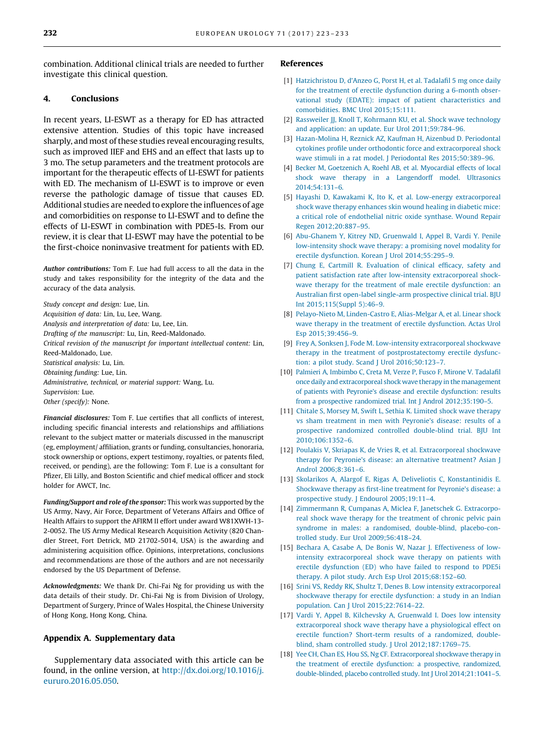combination. Additional clinical trials are needed to further investigate this clinical question.

## 4. Conclusions

In recent years, LI-ESWT as a therapy for ED has attracted extensive attention. Studies of this topic have increased sharply, and most of these studies reveal encouraging results, such as improved IIEF and EHS and an effect that lasts up to 3 mo. The setup parameters and the treatment protocols are important for the therapeutic effects of LI-ESWT for patients with ED. The mechanism of LI-ESWT is to improve or even reverse the pathologic damage of tissue that causes ED. Additional studies are needed to explore the influences of age and comorbidities on response to LI-ESWT and to define the effects of LI-ESWT in combination with PDE5-Is. From our review, it is clear that LI-ESWT may have the potential to be the first-choice noninvasive treatment for patients with ED.

***Author contributions:*** Tom F. Lue had full access to all the data in the study and takes responsibility for the integrity of the data and the accuracy of the data analysis.

*Study concept and design:* Lue, Lin.
*Acquisition of data:* Lin, Lu, Lee, Wang.
*Analysis and interpretation of data:* Lu, Lee, Lin.
*Drafting of the manuscript:* Lu, Lin, Reed-Maldonado.
*Critical revision of the manuscript for important intellectual content:* Lin, Reed-Maldonado, Lue.
*Statistical analysis:* Lu, Lin.
*Obtaining funding:* Lue, Lin.
*Administrative, technical, or material support:* Wang, Lu.
*Supervision:* Lue.
*Other (specify):* None.

***Financial disclosures:*** Tom F. Lue certifies that all conflicts of interest, including specific financial interests and relationships and affiliations relevant to the subject matter or materials discussed in the manuscript (eg, employment/ affiliation, grants or funding, consultancies, honoraria, stock ownership or options, expert testimony, royalties, or patents filed, received, or pending), are the following: Tom F. Lue is a consultant for Pfizer, Eli Lilly, and Boston Scientific and chief medical officer and stock holder for AWCT, Inc.

***Funding/Support and role of the sponsor:*** This work was supported by the US Army, Navy, Air Force, Department of Veterans Affairs and Office of Health Affairs to support the AFIRM II effort under award W81XWH-13-2-0052. The US Army Medical Research Acquisition Activity (820 Chandler Street, Fort Detrick, MD 21702-5014, USA) is the awarding and administering acquisition office. Opinions, interpretations, conclusions and recommendations are those of the authors and are not necessarily endorsed by the US Department of Defense.

***Acknowledgments:*** We thank Dr. Chi-Fai Ng for providing us with the data details of their study. Dr. Chi-Fai Ng is from Division of Urology, Department of Surgery, Prince of Wales Hospital, the Chinese University of Hong Kong, Hong Kong, China.

## Appendix A. Supplementary data

Supplementary data associated with this article can be found, in the online version, at http://dx.doi.org/10.1016/j.eururo.2016.05.050.

## References

[1] Hatzichristou D, d'Anzeo G, Porst H, et al. Tadalafil 5 mg once daily for the treatment of erectile dysfunction during a 6-month observational study (EDATE): impact of patient characteristics and comorbidities. BMC Urol 2015;15:111.

[2] Rassweiler JJ, Knoll T, Kohrmann KU, et al. Shock wave technology and application: an update. Eur Urol 2011;59:784–96.

[3] Hazan-Molina H, Reznick AZ, Kaufman H, Aizenbud D. Periodontal cytokines profile under orthodontic force and extracorporeal shock wave stimuli in a rat model. J Periodontal Res 2015;50:389–96.

[4] Becker M, Goetzenich A, Roehl AB, et al. Myocardial effects of local shock wave therapy in a Langendorff model. Ultrasonics 2014;54:131–6.

[5] Hayashi D, Kawakami K, Ito K, et al. Low-energy extracorporeal shock wave therapy enhances skin wound healing in diabetic mice: a critical role of endothelial nitric oxide synthase. Wound Repair Regen 2012;20:887–95.

[6] Abu-Ghanem Y, Kitrey ND, Gruenwald I, Appel B, Vardi Y. Penile low-intensity shock wave therapy: a promising novel modality for erectile dysfunction. Korean J Urol 2014;55:295–9.

[7] Chung E, Cartmill R. Evaluation of clinical efficacy, safety and patient satisfaction rate after low-intensity extracorporeal shockwave therapy for the treatment of male erectile dysfunction: an Australian first open-label single-arm prospective clinical trial. BJU Int 2015;115(Suppl 5):46–9.

[8] Pelayo-Nieto M, Linden-Castro E, Alias-Melgar A, et al. Linear shock wave therapy in the treatment of erectile dysfunction. Actas Urol Esp 2015;39:456–9.

[9] Frey A, Sonksen J, Fode M. Low-intensity extracorporeal shockwave therapy in the treatment of postprostatectomy erectile dysfunction: a pilot study. Scand J Urol 2016;50:123–7.

[10] Palmieri A, Imbimbo C, Creta M, Verze P, Fusco F, Mirone V. Tadalafil once daily and extracorporeal shock wave therapy in the management of patients with Peyronie's disease and erectile dysfunction: results from a prospective randomized trial. Int J Androl 2012;35:190–5.

[11] Chitale S, Morsey M, Swift L, Sethia K. Limited shock wave therapy vs sham treatment in men with Peyronie's disease: results of a prospective randomized controlled double-blind trial. BJU Int 2010;106:1352–6.

[12] Poulakis V, Skriapas K, de Vries R, et al. Extracorporeal shockwave therapy for Peyronie's disease: an alternative treatment? Asian J Androl 2006;8:361–6.

[13] Skolarikos A, Alargof E, Rigas A, Deliveliotis C, Konstantinidis E. Shockwave therapy as first-line treatment for Peyronie's disease: a prospective study. J Endourol 2005;19:11–4.

[14] Zimmermann R, Cumpanas A, Miclea F, Janetschek G. Extracorporeal shock wave therapy for the treatment of chronic pelvic pain syndrome in males: a randomised, double-blind, placebo-controlled study. Eur Urol 2009;56:418–24.

[15] Bechara A, Casabe A, De Bonis W, Nazar J. Effectiveness of low-intensity extracorporeal shock wave therapy on patients with erectile dysfunction (ED) who have failed to respond to PDE5i therapy. A pilot study. Arch Esp Urol 2015;68:152–60.

[16] Srini VS, Reddy RK, Shultz T, Denes B. Low intensity extracorporeal shockwave therapy for erectile dysfunction: a study in an Indian population. Can J Urol 2015;22:7614–22.

[17] Vardi Y, Appel B, Kilchevsky A, Gruenwald I. Does low intensity extracorporeal shock wave therapy have a physiological effect on erectile function? Short-term results of a randomized, double-blind, sham controlled study. J Urol 2012;187:1769–75.

[18] Yee CH, Chan ES, Hou SS, Ng CF. Extracorporeal shockwave therapy in the treatment of erectile dysfunction: a prospective, randomized, double-blinded, placebo controlled study. Int J Urol 2014;21:1041–5.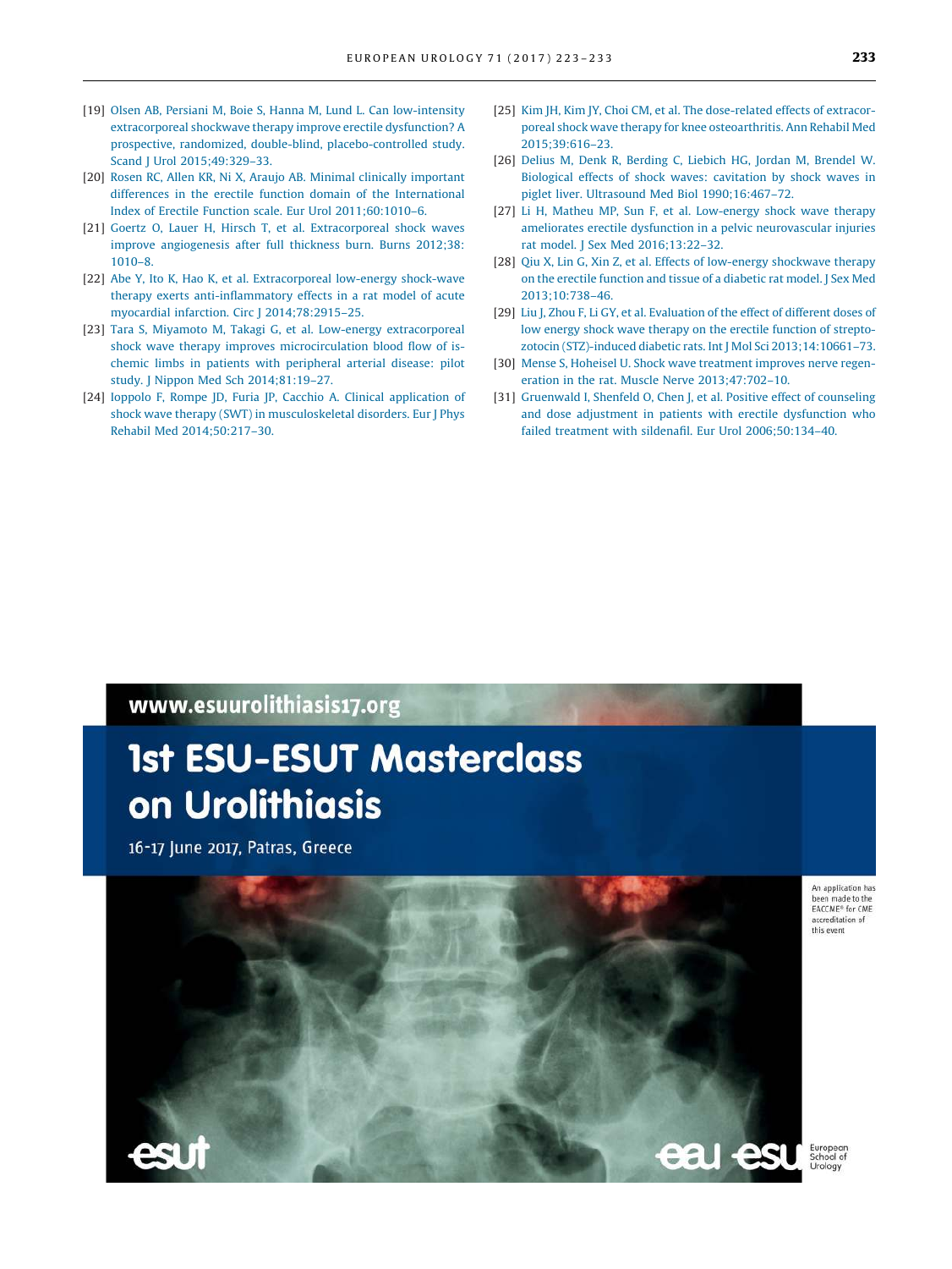[19] Olsen AB, Persiani M, Boie S, Hanna M, Lund L. Can low-intensity extracorporeal shockwave therapy improve erectile dysfunction? A prospective, randomized, double-blind, placebo-controlled study. Scand J Urol 2015;49:329–33.

[20] Rosen RC, Allen KR, Ni X, Araujo AB. Minimal clinically important differences in the erectile function domain of the International Index of Erectile Function scale. Eur Urol 2011;60:1010–6.

[21] Goertz O, Lauer H, Hirsch T, et al. Extracorporeal shock waves improve angiogenesis after full thickness burn. Burns 2012;38: 1010–8.

[22] Abe Y, Ito K, Hao K, et al. Extracorporeal low-energy shock-wave therapy exerts anti-inflammatory effects in a rat model of acute myocardial infarction. Circ J 2014;78:2915–25.

[23] Tara S, Miyamoto M, Takagi G, et al. Low-energy extracorporeal shock wave therapy improves microcirculation blood flow of ischemic limbs in patients with peripheral arterial disease: pilot study. J Nippon Med Sch 2014;81:19–27.

[24] Ioppolo F, Rompe JD, Furia JP, Cacchio A. Clinical application of shock wave therapy (SWT) in musculoskeletal disorders. Eur J Phys Rehabil Med 2014;50:217–30.

[25] Kim JH, Kim JY, Choi CM, et al. The dose-related effects of extracorporeal shock wave therapy for knee osteoarthritis. Ann Rehabil Med 2015;39:616–23.

[26] Delius M, Denk R, Berding C, Liebich HG, Jordan M, Brendel W. Biological effects of shock waves: cavitation by shock waves in piglet liver. Ultrasound Med Biol 1990;16:467–72.

[27] Li H, Matheu MP, Sun F, et al. Low-energy shock wave therapy ameliorates erectile dysfunction in a pelvic neurovascular injuries rat model. J Sex Med 2016;13:22–32.

[28] Qiu X, Lin G, Xin Z, et al. Effects of low-energy shockwave therapy on the erectile function and tissue of a diabetic rat model. J Sex Med 2013;10:738–46.

[29] Liu J, Zhou F, Li GY, et al. Evaluation of the effect of different doses of low energy shock wave therapy on the erectile function of streptozotocin (STZ)-induced diabetic rats. Int J Mol Sci 2013;14:10661–73.

[30] Mense S, Hoheisel U. Shock wave treatment improves nerve regeneration in the rat. Muscle Nerve 2013;47:702–10.

[31] Gruenwald I, Shenfeld O, Chen J, et al. Positive effect of counseling and dose adjustment in patients with erectile dysfunction who failed treatment with sildenafil. Eur Urol 2006;50:134–40.

www.esuurolithiasis17.org

1st ESU-ESUT Masterclass on Urolithiasis

16-17 June 2017, Patras, Greece

An application has been made to the EACCME® for CME accreditation of this event

esut

eau esu European School of Urology